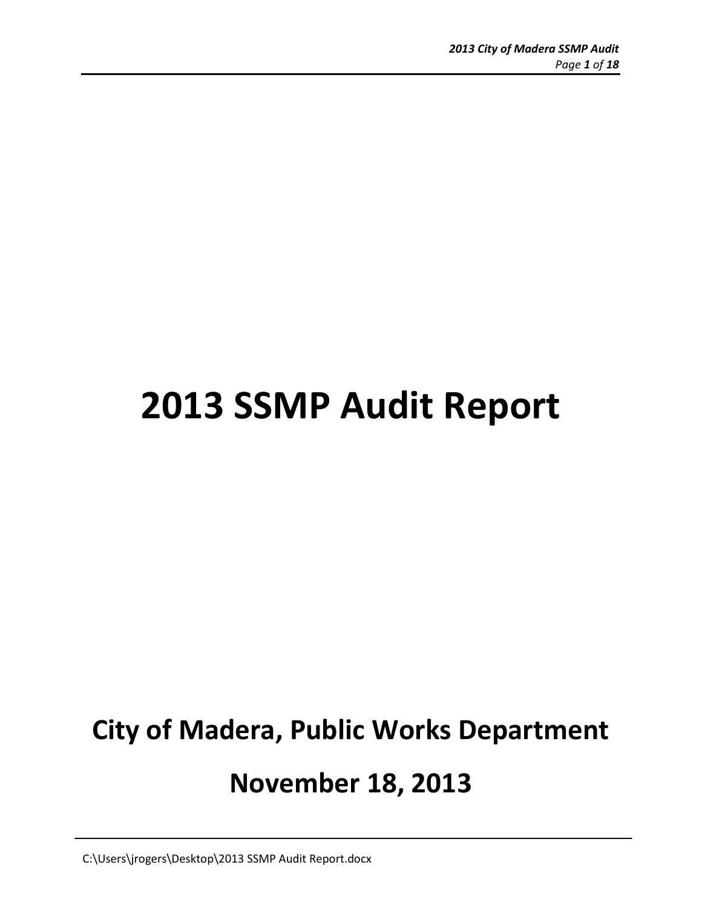# 2013 SSMP Audit Report

## City of Madera, Public Works Department

## November 18, 2013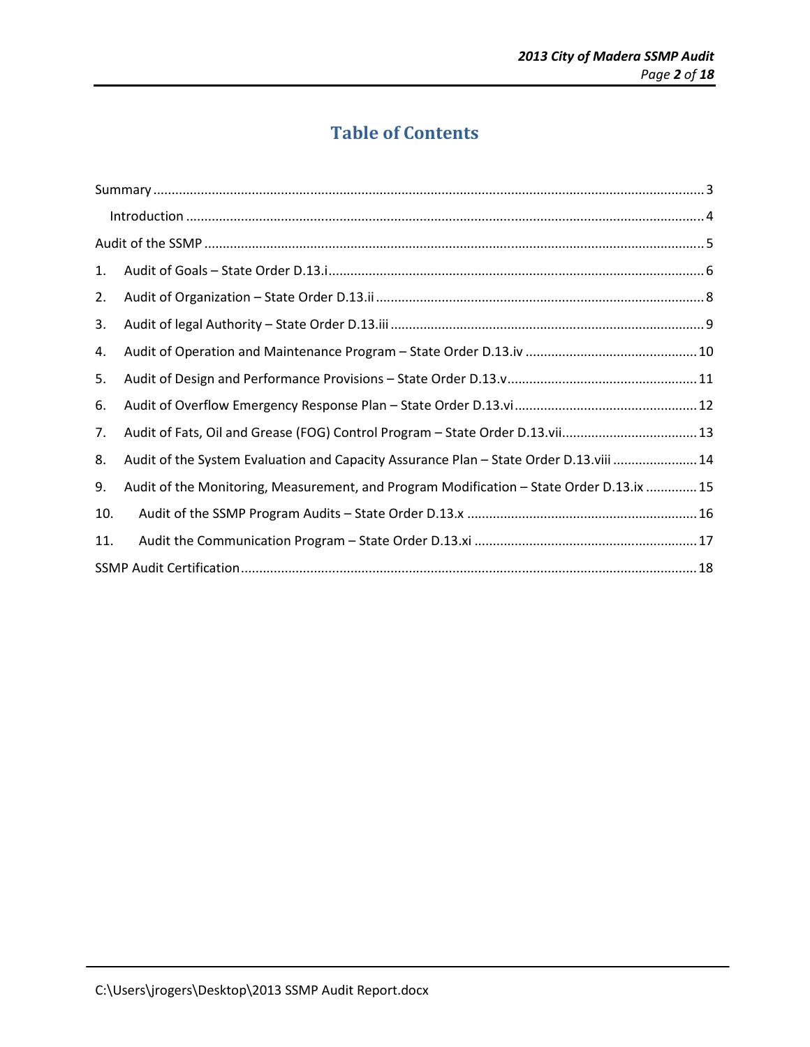# Table of Contents

Summary ..... 3

Introduction ..... 4

Audit of the SSMP ..... 5

1. Audit of Goals – State Order D.13.i ..... 6
2. Audit of Organization – State Order D.13.ii ..... 8
3. Audit of legal Authority – State Order D.13.iii ..... 9
4. Audit of Operation and Maintenance Program – State Order D.13.iv ..... 10
5. Audit of Design and Performance Provisions – State Order D.13.v ..... 11
6. Audit of Overflow Emergency Response Plan – State Order D.13.vi ..... 12
7. Audit of Fats, Oil and Grease (FOG) Control Program – State Order D.13.vii ..... 13
8. Audit of the System Evaluation and Capacity Assurance Plan – State Order D.13.viii ..... 14
9. Audit of the Monitoring, Measurement, and Program Modification – State Order D.13.ix ..... 15
10. Audit of the SSMP Program Audits – State Order D.13.x ..... 16
11. Audit the Communication Program – State Order D.13.xi ..... 17

SSMP Audit Certification ..... 18

C:\Users\jrogers\Desktop\2013 SSMP Audit Report.docx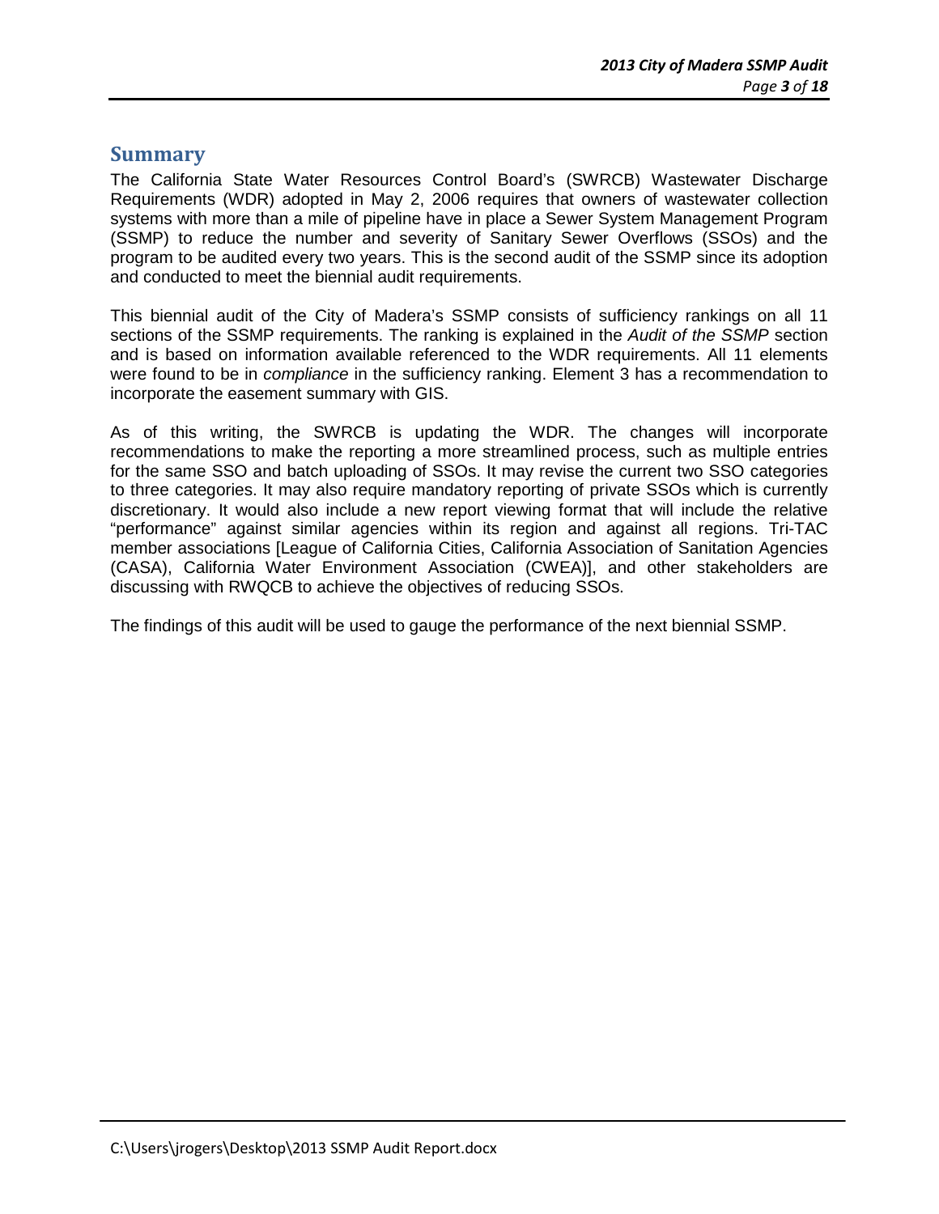## Summary

The California State Water Resources Control Board's (SWRCB) Wastewater Discharge Requirements (WDR) adopted in May 2, 2006 requires that owners of wastewater collection systems with more than a mile of pipeline have in place a Sewer System Management Program (SSMP) to reduce the number and severity of Sanitary Sewer Overflows (SSOs) and the program to be audited every two years. This is the second audit of the SSMP since its adoption and conducted to meet the biennial audit requirements.

This biennial audit of the City of Madera's SSMP consists of sufficiency rankings on all 11 sections of the SSMP requirements. The ranking is explained in the *Audit of the SSMP* section and is based on information available referenced to the WDR requirements. All 11 elements were found to be in *compliance* in the sufficiency ranking. Element 3 has a recommendation to incorporate the easement summary with GIS.

As of this writing, the SWRCB is updating the WDR. The changes will incorporate recommendations to make the reporting a more streamlined process, such as multiple entries for the same SSO and batch uploading of SSOs. It may revise the current two SSO categories to three categories. It may also require mandatory reporting of private SSOs which is currently discretionary. It would also include a new report viewing format that will include the relative "performance" against similar agencies within its region and against all regions. Tri-TAC member associations [League of California Cities, California Association of Sanitation Agencies (CASA), California Water Environment Association (CWEA)], and other stakeholders are discussing with RWQCB to achieve the objectives of reducing SSOs.

The findings of this audit will be used to gauge the performance of the next biennial SSMP.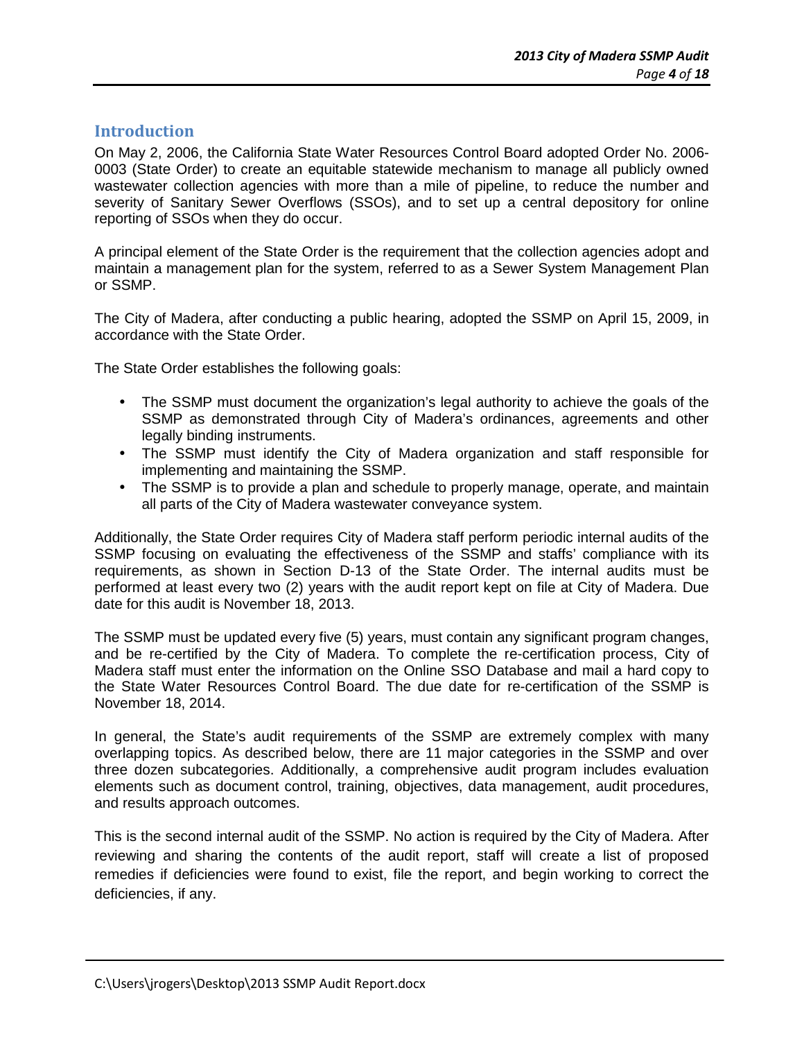## Introduction

On May 2, 2006, the California State Water Resources Control Board adopted Order No. 2006-0003 (State Order) to create an equitable statewide mechanism to manage all publicly owned wastewater collection agencies with more than a mile of pipeline, to reduce the number and severity of Sanitary Sewer Overflows (SSOs), and to set up a central depository for online reporting of SSOs when they do occur.

A principal element of the State Order is the requirement that the collection agencies adopt and maintain a management plan for the system, referred to as a Sewer System Management Plan or SSMP.

The City of Madera, after conducting a public hearing, adopted the SSMP on April 15, 2009, in accordance with the State Order.

The State Order establishes the following goals:

- The SSMP must document the organization's legal authority to achieve the goals of the SSMP as demonstrated through City of Madera's ordinances, agreements and other legally binding instruments.
- The SSMP must identify the City of Madera organization and staff responsible for implementing and maintaining the SSMP.
- The SSMP is to provide a plan and schedule to properly manage, operate, and maintain all parts of the City of Madera wastewater conveyance system.

Additionally, the State Order requires City of Madera staff perform periodic internal audits of the SSMP focusing on evaluating the effectiveness of the SSMP and staffs' compliance with its requirements, as shown in Section D-13 of the State Order. The internal audits must be performed at least every two (2) years with the audit report kept on file at City of Madera. Due date for this audit is November 18, 2013.

The SSMP must be updated every five (5) years, must contain any significant program changes, and be re-certified by the City of Madera. To complete the re-certification process, City of Madera staff must enter the information on the Online SSO Database and mail a hard copy to the State Water Resources Control Board. The due date for re-certification of the SSMP is November 18, 2014.

In general, the State's audit requirements of the SSMP are extremely complex with many overlapping topics. As described below, there are 11 major categories in the SSMP and over three dozen subcategories. Additionally, a comprehensive audit program includes evaluation elements such as document control, training, objectives, data management, audit procedures, and results approach outcomes.

This is the second internal audit of the SSMP. No action is required by the City of Madera. After reviewing and sharing the contents of the audit report, staff will create a list of proposed remedies if deficiencies were found to exist, file the report, and begin working to correct the deficiencies, if any.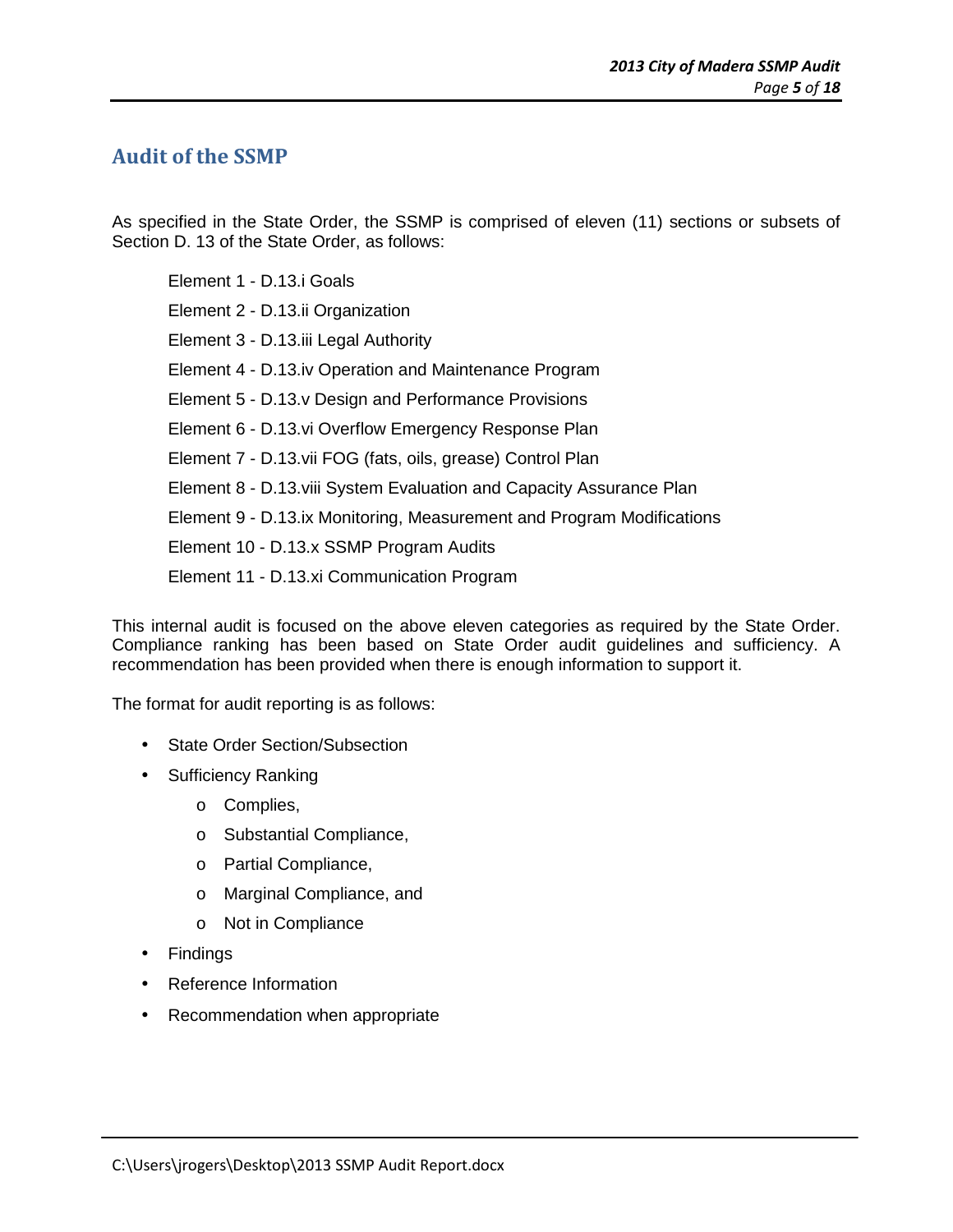## Audit of the SSMP

As specified in the State Order, the SSMP is comprised of eleven (11) sections or subsets of Section D. 13 of the State Order, as follows:

Element 1 - D.13.i Goals

Element 2 - D.13.ii Organization

Element 3 - D.13.iii Legal Authority

Element 4 - D.13.iv Operation and Maintenance Program

Element 5 - D.13.v Design and Performance Provisions

Element 6 - D.13.vi Overflow Emergency Response Plan

Element 7 - D.13.vii FOG (fats, oils, grease) Control Plan

Element 8 - D.13.viii System Evaluation and Capacity Assurance Plan

Element 9 - D.13.ix Monitoring, Measurement and Program Modifications

Element 10 - D.13.x SSMP Program Audits

Element 11 - D.13.xi Communication Program

This internal audit is focused on the above eleven categories as required by the State Order. Compliance ranking has been based on State Order audit guidelines and sufficiency. A recommendation has been provided when there is enough information to support it.

The format for audit reporting is as follows:

- State Order Section/Subsection
- Sufficiency Ranking
    - Complies,
    - Substantial Compliance,
    - Partial Compliance,
    - Marginal Compliance, and
    - Not in Compliance
- Findings
- Reference Information
- Recommendation when appropriate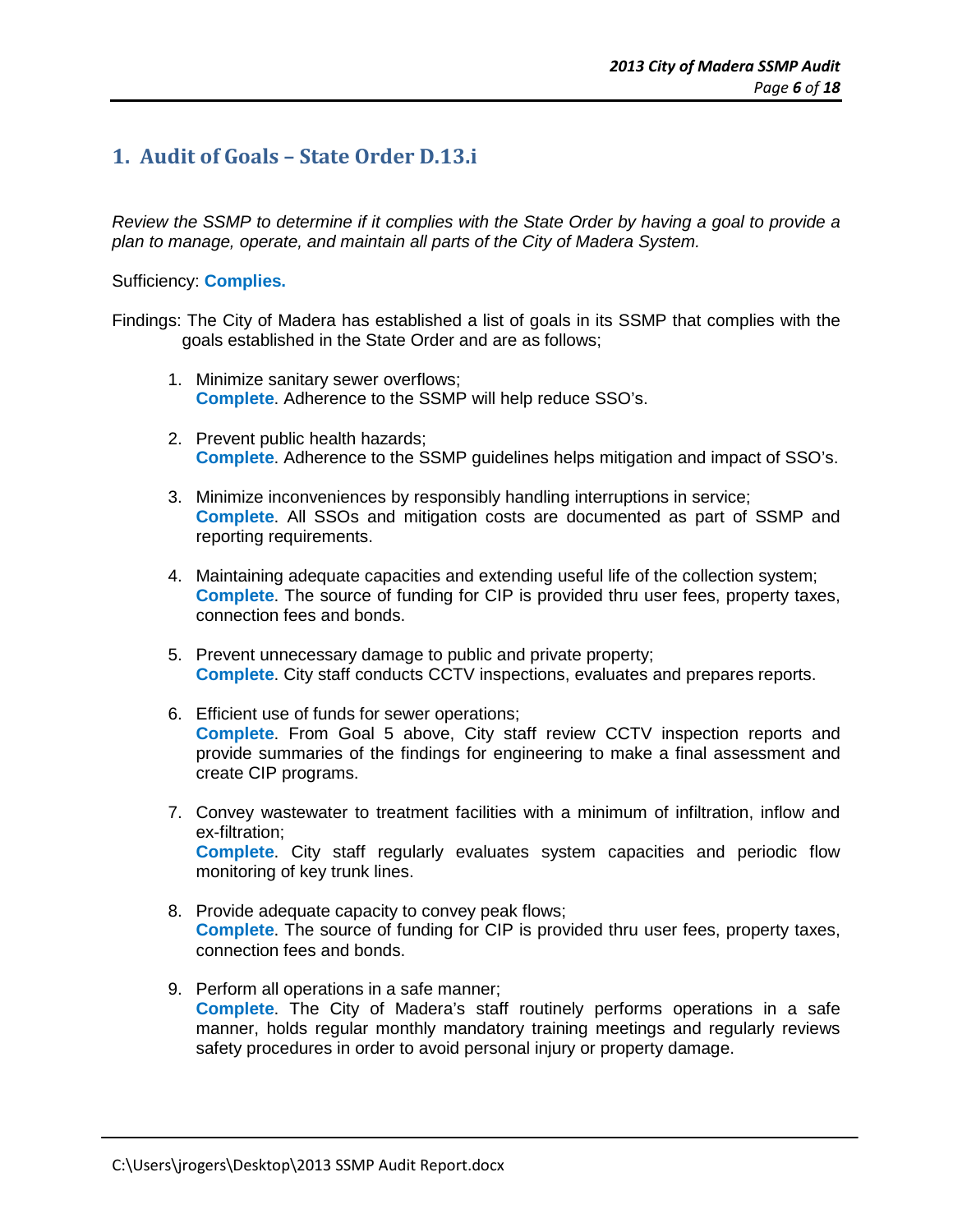## 1. Audit of Goals – State Order D.13.i

*Review the SSMP to determine if it complies with the State Order by having a goal to provide a plan to manage, operate, and maintain all parts of the City of Madera System.*

Sufficiency: **Complies.**

Findings: The City of Madera has established a list of goals in its SSMP that complies with the goals established in the State Order and are as follows;

1. Minimize sanitary sewer overflows;
   **Complete**. Adherence to the SSMP will help reduce SSO's.

2. Prevent public health hazards;
   **Complete**. Adherence to the SSMP guidelines helps mitigation and impact of SSO's.

3. Minimize inconveniences by responsibly handling interruptions in service;
   **Complete**. All SSOs and mitigation costs are documented as part of SSMP and reporting requirements.

4. Maintaining adequate capacities and extending useful life of the collection system;
   **Complete**. The source of funding for CIP is provided thru user fees, property taxes, connection fees and bonds.

5. Prevent unnecessary damage to public and private property;
   **Complete**. City staff conducts CCTV inspections, evaluates and prepares reports.

6. Efficient use of funds for sewer operations;
   **Complete**. From Goal 5 above, City staff review CCTV inspection reports and provide summaries of the findings for engineering to make a final assessment and create CIP programs.

7. Convey wastewater to treatment facilities with a minimum of infiltration, inflow and ex-filtration;
   **Complete**. City staff regularly evaluates system capacities and periodic flow monitoring of key trunk lines.

8. Provide adequate capacity to convey peak flows;
   **Complete**. The source of funding for CIP is provided thru user fees, property taxes, connection fees and bonds.

9. Perform all operations in a safe manner;
   **Complete**. The City of Madera's staff routinely performs operations in a safe manner, holds regular monthly mandatory training meetings and regularly reviews safety procedures in order to avoid personal injury or property damage.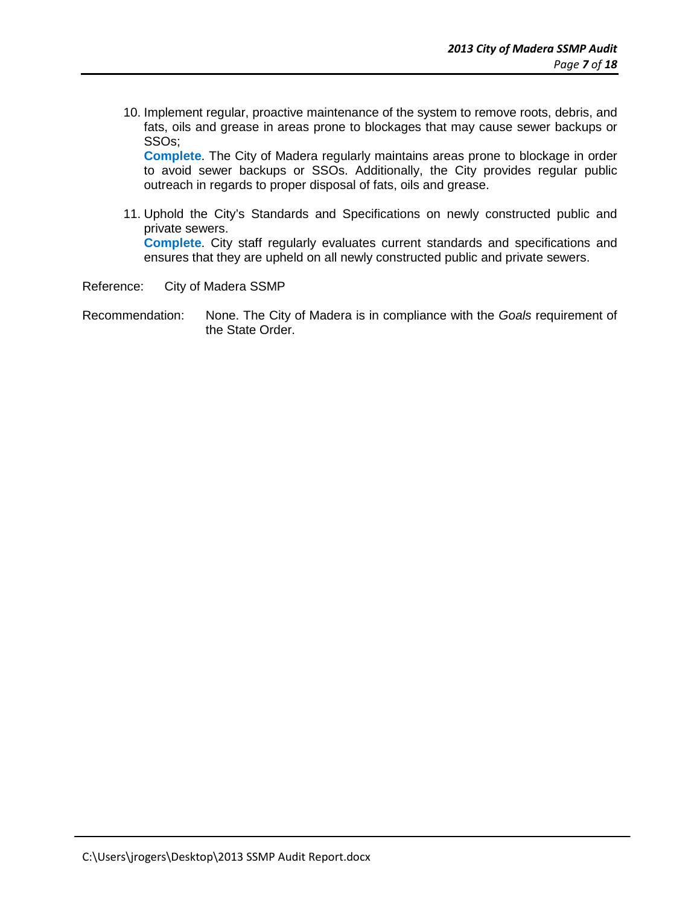10. Implement regular, proactive maintenance of the system to remove roots, debris, and fats, oils and grease in areas prone to blockages that may cause sewer backups or SSOs;
    **Complete**. The City of Madera regularly maintains areas prone to blockage in order to avoid sewer backups or SSOs. Additionally, the City provides regular public outreach in regards to proper disposal of fats, oils and grease.

11. Uphold the City's Standards and Specifications on newly constructed public and private sewers.
    **Complete**. City staff regularly evaluates current standards and specifications and ensures that they are upheld on all newly constructed public and private sewers.

Reference: City of Madera SSMP

Recommendation: None. The City of Madera is in compliance with the *Goals* requirement of the State Order.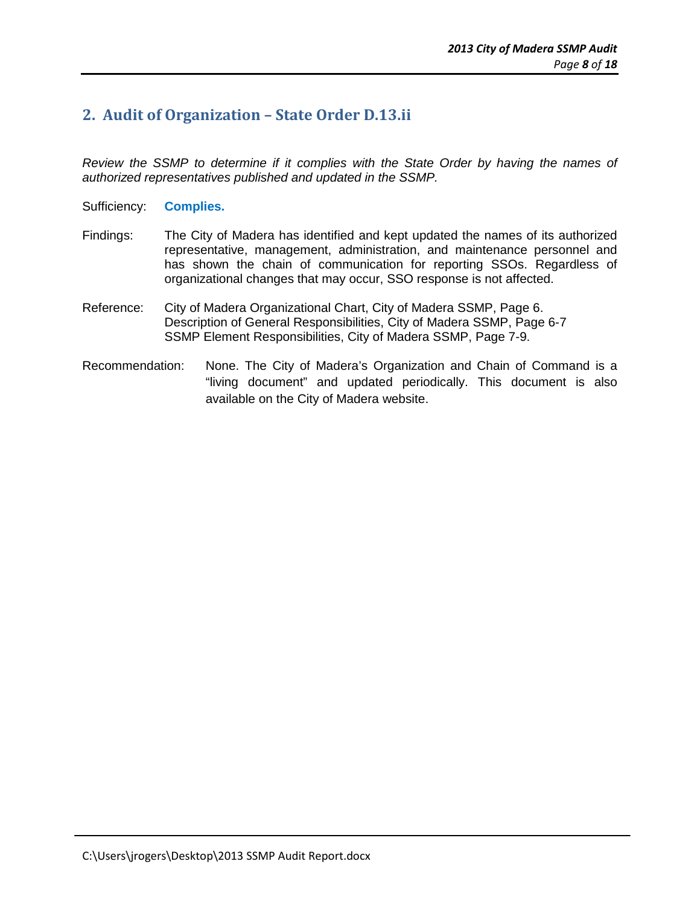## 2. Audit of Organization – State Order D.13.ii

*Review the SSMP to determine if it complies with the State Order by having the names of authorized representatives published and updated in the SSMP.*

Sufficiency: **Complies.**

Findings: The City of Madera has identified and kept updated the names of its authorized representative, management, administration, and maintenance personnel and has shown the chain of communication for reporting SSOs. Regardless of organizational changes that may occur, SSO response is not affected.

Reference: City of Madera Organizational Chart, City of Madera SSMP, Page 6.
Description of General Responsibilities, City of Madera SSMP, Page 6-7
SSMP Element Responsibilities, City of Madera SSMP, Page 7-9.

Recommendation: None. The City of Madera's Organization and Chain of Command is a "living document" and updated periodically. This document is also available on the City of Madera website.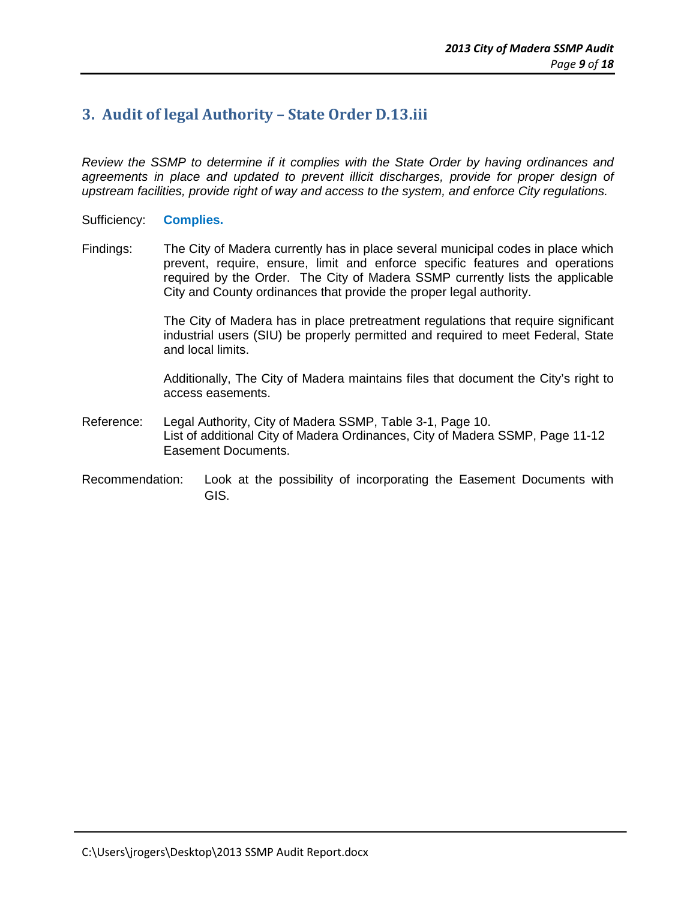## 3. Audit of legal Authority – State Order D.13.iii

*Review the SSMP to determine if it complies with the State Order by having ordinances and agreements in place and updated to prevent illicit discharges, provide for proper design of upstream facilities, provide right of way and access to the system, and enforce City regulations.*

Sufficiency: **Complies.**

Findings: The City of Madera currently has in place several municipal codes in place which prevent, require, ensure, limit and enforce specific features and operations required by the Order. The City of Madera SSMP currently lists the applicable City and County ordinances that provide the proper legal authority.

The City of Madera has in place pretreatment regulations that require significant industrial users (SIU) be properly permitted and required to meet Federal, State and local limits.

Additionally, The City of Madera maintains files that document the City's right to access easements.

Reference: Legal Authority, City of Madera SSMP, Table 3-1, Page 10.
List of additional City of Madera Ordinances, City of Madera SSMP, Page 11-12
Easement Documents.

Recommendation: Look at the possibility of incorporating the Easement Documents with GIS.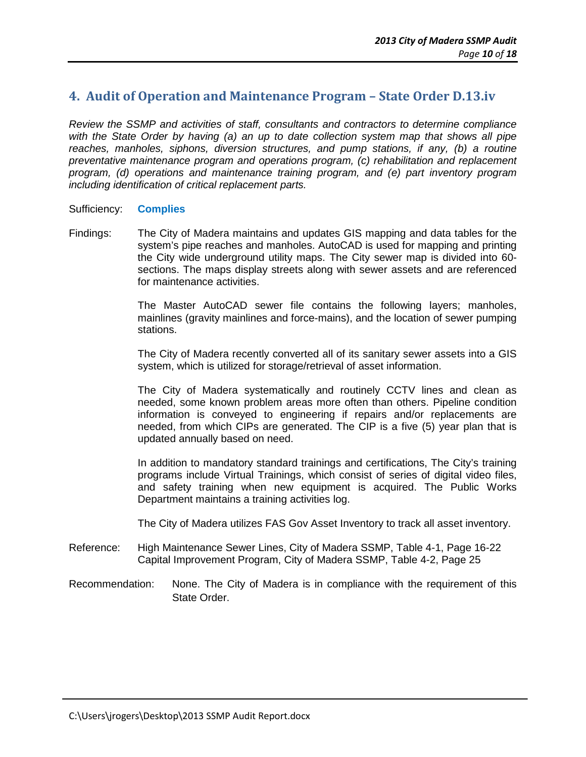## 4. Audit of Operation and Maintenance Program – State Order D.13.iv

*Review the SSMP and activities of staff, consultants and contractors to determine compliance with the State Order by having (a) an up to date collection system map that shows all pipe reaches, manholes, siphons, diversion structures, and pump stations, if any, (b) a routine preventative maintenance program and operations program, (c) rehabilitation and replacement program, (d) operations and maintenance training program, and (e) part inventory program including identification of critical replacement parts.*

Sufficiency: **Complies**

Findings: The City of Madera maintains and updates GIS mapping and data tables for the system's pipe reaches and manholes. AutoCAD is used for mapping and printing the City wide underground utility maps. The City sewer map is divided into 60-sections. The maps display streets along with sewer assets and are referenced for maintenance activities.

The Master AutoCAD sewer file contains the following layers; manholes, mainlines (gravity mainlines and force-mains), and the location of sewer pumping stations.

The City of Madera recently converted all of its sanitary sewer assets into a GIS system, which is utilized for storage/retrieval of asset information.

The City of Madera systematically and routinely CCTV lines and clean as needed, some known problem areas more often than others. Pipeline condition information is conveyed to engineering if repairs and/or replacements are needed, from which CIPs are generated. The CIP is a five (5) year plan that is updated annually based on need.

In addition to mandatory standard trainings and certifications, The City's training programs include Virtual Trainings, which consist of series of digital video files, and safety training when new equipment is acquired. The Public Works Department maintains a training activities log.

The City of Madera utilizes FAS Gov Asset Inventory to track all asset inventory.

Reference: High Maintenance Sewer Lines, City of Madera SSMP, Table 4-1, Page 16-22
Capital Improvement Program, City of Madera SSMP, Table 4-2, Page 25

Recommendation: None. The City of Madera is in compliance with the requirement of this State Order.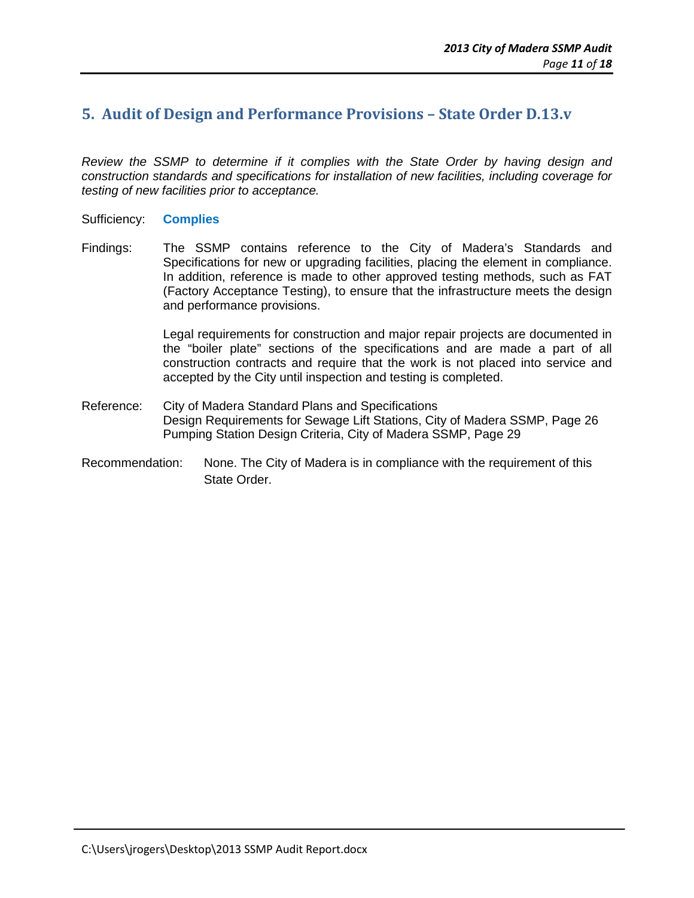## 5. Audit of Design and Performance Provisions – State Order D.13.v

*Review the SSMP to determine if it complies with the State Order by having design and construction standards and specifications for installation of new facilities, including coverage for testing of new facilities prior to acceptance.*

Sufficiency: **Complies**

Findings: The SSMP contains reference to the City of Madera's Standards and Specifications for new or upgrading facilities, placing the element in compliance. In addition, reference is made to other approved testing methods, such as FAT (Factory Acceptance Testing), to ensure that the infrastructure meets the design and performance provisions.

Legal requirements for construction and major repair projects are documented in the "boiler plate" sections of the specifications and are made a part of all construction contracts and require that the work is not placed into service and accepted by the City until inspection and testing is completed.

Reference: City of Madera Standard Plans and Specifications
Design Requirements for Sewage Lift Stations, City of Madera SSMP, Page 26
Pumping Station Design Criteria, City of Madera SSMP, Page 29

Recommendation: None. The City of Madera is in compliance with the requirement of this State Order.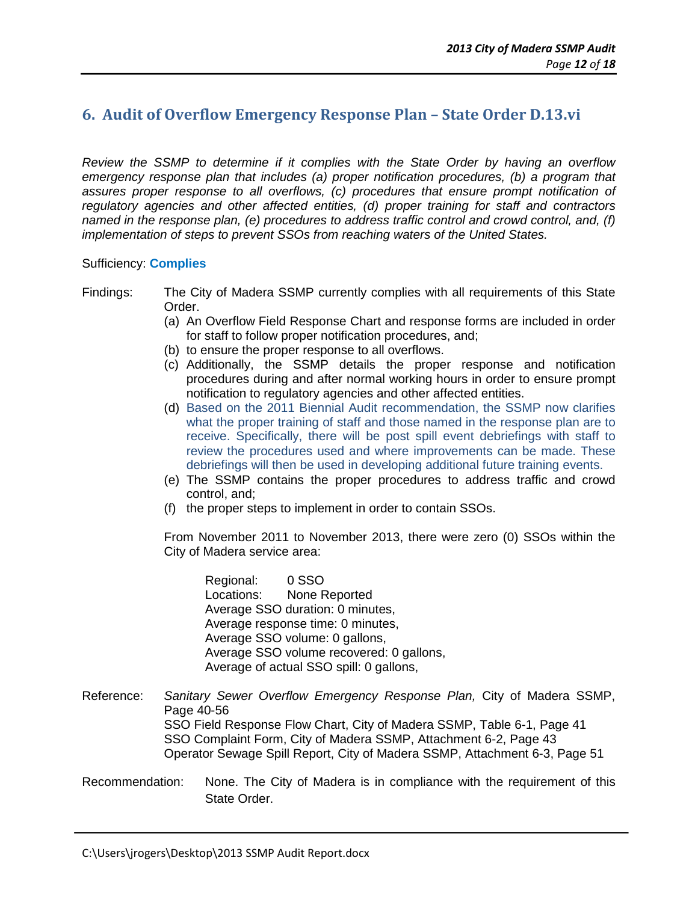## 6. Audit of Overflow Emergency Response Plan – State Order D.13.vi

*Review the SSMP to determine if it complies with the State Order by having an overflow emergency response plan that includes (a) proper notification procedures, (b) a program that assures proper response to all overflows, (c) procedures that ensure prompt notification of regulatory agencies and other affected entities, (d) proper training for staff and contractors named in the response plan, (e) procedures to address traffic control and crowd control, and, (f) implementation of steps to prevent SSOs from reaching waters of the United States.*

Sufficiency: **Complies**

Findings: The City of Madera SSMP currently complies with all requirements of this State Order.

- (a) An Overflow Field Response Chart and response forms are included in order for staff to follow proper notification procedures, and;
- (b) to ensure the proper response to all overflows.
- (c) Additionally, the SSMP details the proper response and notification procedures during and after normal working hours in order to ensure prompt notification to regulatory agencies and other affected entities.
- (d) Based on the 2011 Biennial Audit recommendation, the SSMP now clarifies what the proper training of staff and those named in the response plan are to receive. Specifically, there will be post spill event debriefings with staff to review the procedures used and where improvements can be made. These debriefings will then be used in developing additional future training events.
- (e) The SSMP contains the proper procedures to address traffic and crowd control, and;
- (f) the proper steps to implement in order to contain SSOs.

From November 2011 to November 2013, there were zero (0) SSOs within the City of Madera service area:

Regional: 0 SSO
Locations: None Reported
Average SSO duration: 0 minutes,
Average response time: 0 minutes,
Average SSO volume: 0 gallons,
Average SSO volume recovered: 0 gallons,
Average of actual SSO spill: 0 gallons,

Reference: *Sanitary Sewer Overflow Emergency Response Plan,* City of Madera SSMP, Page 40-56
SSO Field Response Flow Chart, City of Madera SSMP, Table 6-1, Page 41
SSO Complaint Form, City of Madera SSMP, Attachment 6-2, Page 43
Operator Sewage Spill Report, City of Madera SSMP, Attachment 6-3, Page 51

Recommendation: None. The City of Madera is in compliance with the requirement of this State Order.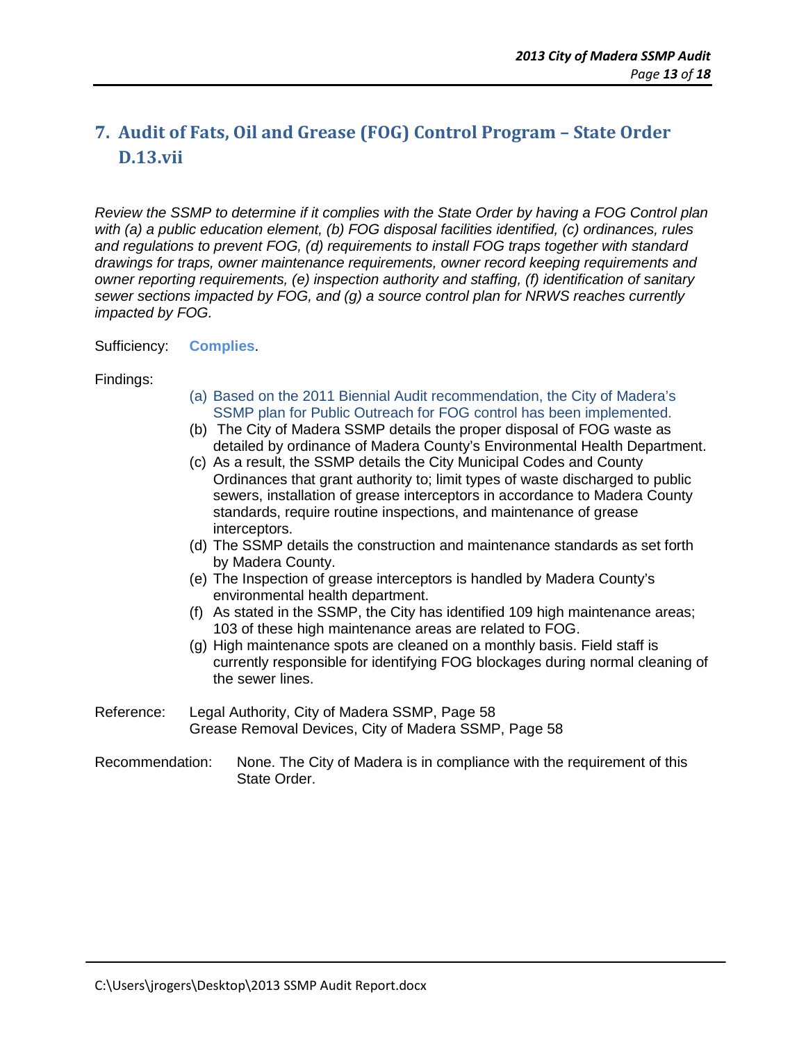## 7. Audit of Fats, Oil and Grease (FOG) Control Program – State Order D.13.vii

*Review the SSMP to determine if it complies with the State Order by having a FOG Control plan with (a) a public education element, (b) FOG disposal facilities identified, (c) ordinances, rules and regulations to prevent FOG, (d) requirements to install FOG traps together with standard drawings for traps, owner maintenance requirements, owner record keeping requirements and owner reporting requirements, (e) inspection authority and staffing, (f) identification of sanitary sewer sections impacted by FOG, and (g) a source control plan for NRWS reaches currently impacted by FOG.*

Sufficiency: **Complies**.

Findings:

(a) Based on the 2011 Biennial Audit recommendation, the City of Madera's SSMP plan for Public Outreach for FOG control has been implemented.

(b) The City of Madera SSMP details the proper disposal of FOG waste as detailed by ordinance of Madera County's Environmental Health Department.

(c) As a result, the SSMP details the City Municipal Codes and County Ordinances that grant authority to; limit types of waste discharged to public sewers, installation of grease interceptors in accordance to Madera County standards, require routine inspections, and maintenance of grease interceptors.

(d) The SSMP details the construction and maintenance standards as set forth by Madera County.

(e) The Inspection of grease interceptors is handled by Madera County's environmental health department.

(f) As stated in the SSMP, the City has identified 109 high maintenance areas; 103 of these high maintenance areas are related to FOG.

(g) High maintenance spots are cleaned on a monthly basis. Field staff is currently responsible for identifying FOG blockages during normal cleaning of the sewer lines.

Reference: Legal Authority, City of Madera SSMP, Page 58
Grease Removal Devices, City of Madera SSMP, Page 58

Recommendation: None. The City of Madera is in compliance with the requirement of this State Order.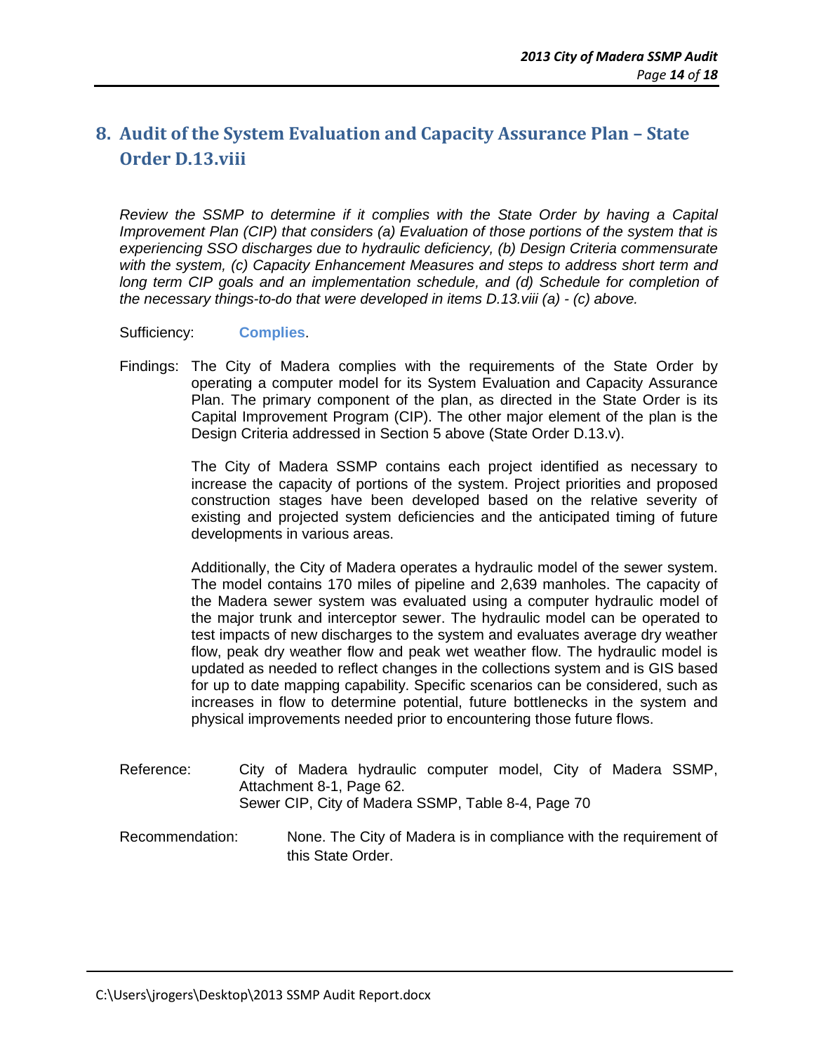## 8. Audit of the System Evaluation and Capacity Assurance Plan – State Order D.13.viii

*Review the SSMP to determine if it complies with the State Order by having a Capital Improvement Plan (CIP) that considers (a) Evaluation of those portions of the system that is experiencing SSO discharges due to hydraulic deficiency, (b) Design Criteria commensurate with the system, (c) Capacity Enhancement Measures and steps to address short term and long term CIP goals and an implementation schedule, and (d) Schedule for completion of the necessary things-to-do that were developed in items D.13.viii (a) - (c) above.*

Sufficiency: **Complies**.

Findings: The City of Madera complies with the requirements of the State Order by operating a computer model for its System Evaluation and Capacity Assurance Plan. The primary component of the plan, as directed in the State Order is its Capital Improvement Program (CIP). The other major element of the plan is the Design Criteria addressed in Section 5 above (State Order D.13.v).

The City of Madera SSMP contains each project identified as necessary to increase the capacity of portions of the system. Project priorities and proposed construction stages have been developed based on the relative severity of existing and projected system deficiencies and the anticipated timing of future developments in various areas.

Additionally, the City of Madera operates a hydraulic model of the sewer system. The model contains 170 miles of pipeline and 2,639 manholes. The capacity of the Madera sewer system was evaluated using a computer hydraulic model of the major trunk and interceptor sewer. The hydraulic model can be operated to test impacts of new discharges to the system and evaluates average dry weather flow, peak dry weather flow and peak wet weather flow. The hydraulic model is updated as needed to reflect changes in the collections system and is GIS based for up to date mapping capability. Specific scenarios can be considered, such as increases in flow to determine potential, future bottlenecks in the system and physical improvements needed prior to encountering those future flows.

Reference: City of Madera hydraulic computer model, City of Madera SSMP, Attachment 8-1, Page 62.
Sewer CIP, City of Madera SSMP, Table 8-4, Page 70

Recommendation: None. The City of Madera is in compliance with the requirement of this State Order.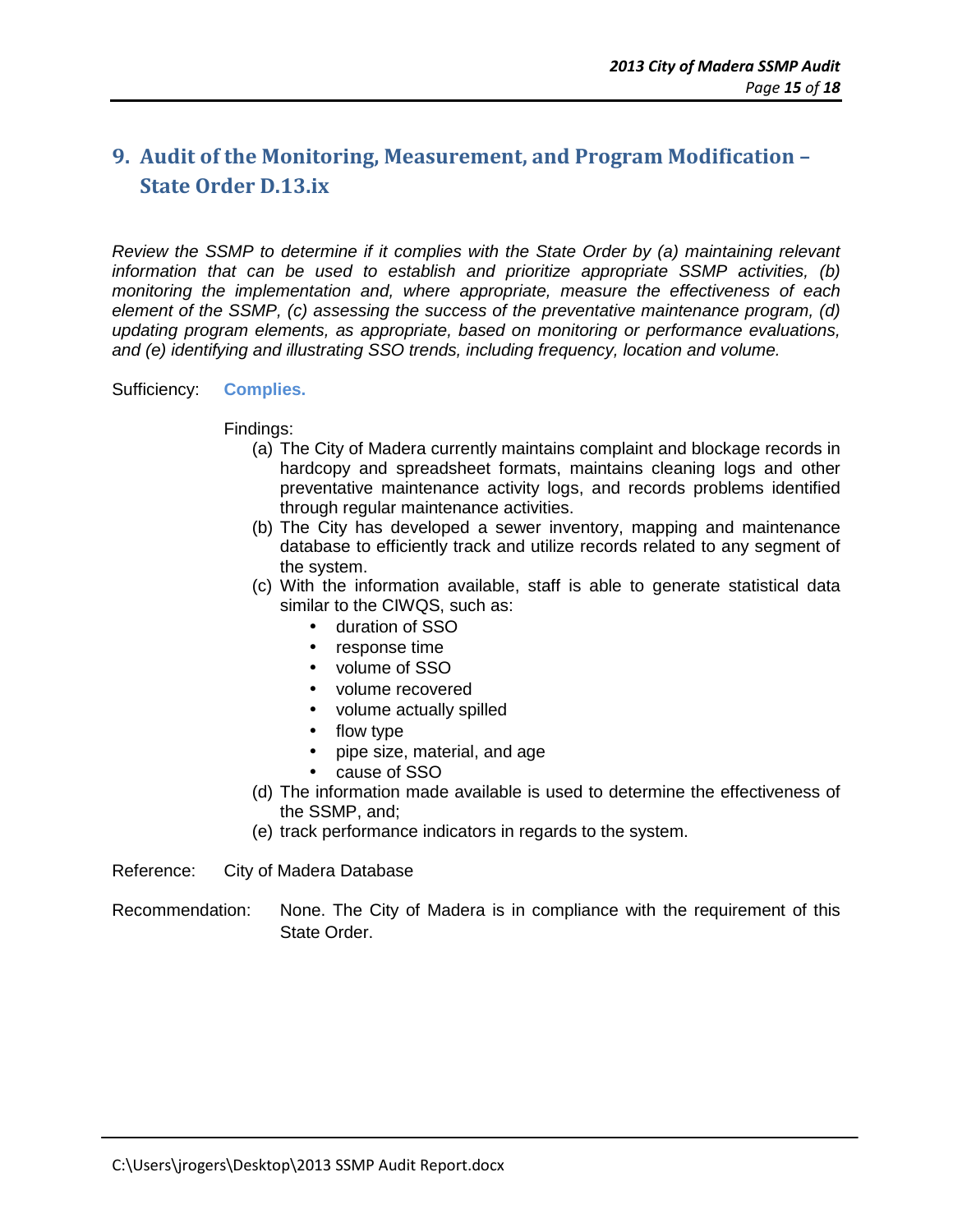## 9. Audit of the Monitoring, Measurement, and Program Modification – State Order D.13.ix

*Review the SSMP to determine if it complies with the State Order by (a) maintaining relevant information that can be used to establish and prioritize appropriate SSMP activities, (b) monitoring the implementation and, where appropriate, measure the effectiveness of each element of the SSMP, (c) assessing the success of the preventative maintenance program, (d) updating program elements, as appropriate, based on monitoring or performance evaluations, and (e) identifying and illustrating SSO trends, including frequency, location and volume.*

Sufficiency: **Complies.**

Findings:

(a) The City of Madera currently maintains complaint and blockage records in hardcopy and spreadsheet formats, maintains cleaning logs and other preventative maintenance activity logs, and records problems identified through regular maintenance activities.

(b) The City has developed a sewer inventory, mapping and maintenance database to efficiently track and utilize records related to any segment of the system.

(c) With the information available, staff is able to generate statistical data similar to the CIWQS, such as:

- duration of SSO
- response time
- volume of SSO
- volume recovered
- volume actually spilled
- flow type
- pipe size, material, and age
- cause of SSO

(d) The information made available is used to determine the effectiveness of the SSMP, and;

(e) track performance indicators in regards to the system.

Reference: City of Madera Database

Recommendation: None. The City of Madera is in compliance with the requirement of this State Order.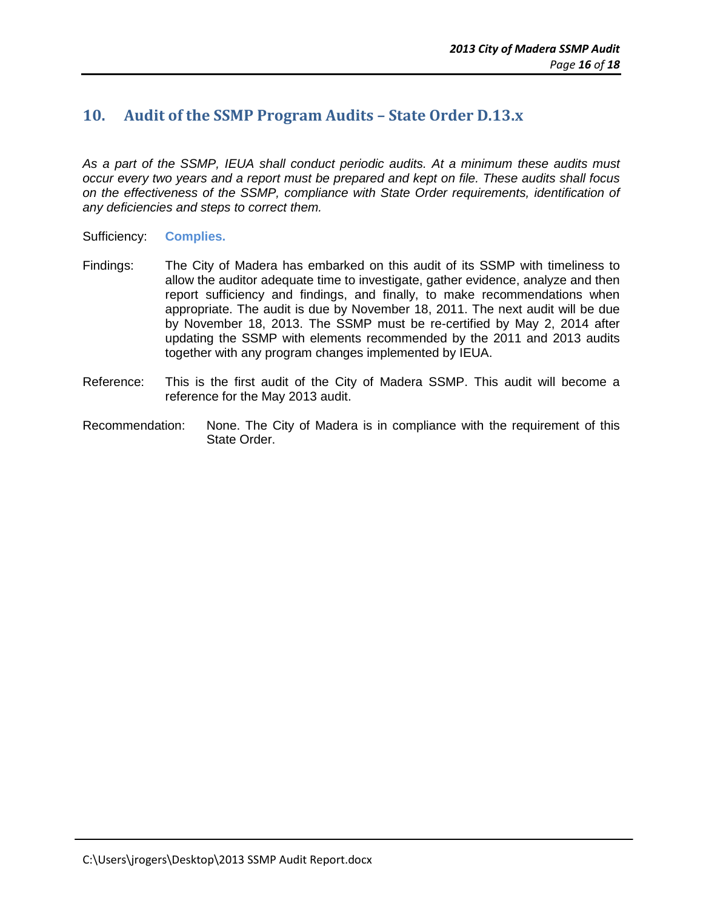## 10. Audit of the SSMP Program Audits – State Order D.13.x

*As a part of the SSMP, IEUA shall conduct periodic audits. At a minimum these audits must occur every two years and a report must be prepared and kept on file. These audits shall focus on the effectiveness of the SSMP, compliance with State Order requirements, identification of any deficiencies and steps to correct them.*

Sufficiency: **Complies.**

Findings: The City of Madera has embarked on this audit of its SSMP with timeliness to allow the auditor adequate time to investigate, gather evidence, analyze and then report sufficiency and findings, and finally, to make recommendations when appropriate. The audit is due by November 18, 2011. The next audit will be due by November 18, 2013. The SSMP must be re-certified by May 2, 2014 after updating the SSMP with elements recommended by the 2011 and 2013 audits together with any program changes implemented by IEUA.

Reference: This is the first audit of the City of Madera SSMP. This audit will become a reference for the May 2013 audit.

Recommendation: None. The City of Madera is in compliance with the requirement of this State Order.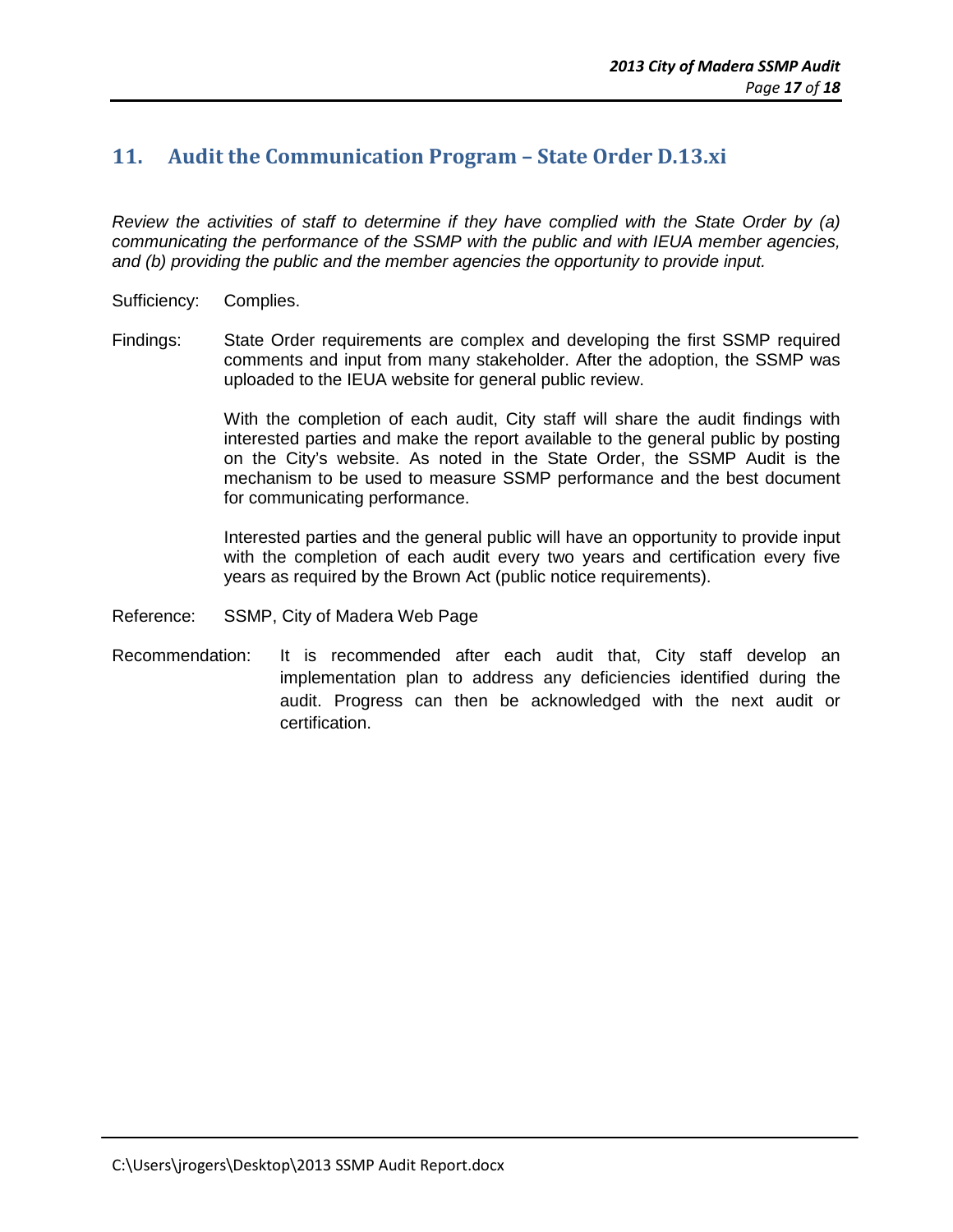## 11. Audit the Communication Program – State Order D.13.xi

*Review the activities of staff to determine if they have complied with the State Order by (a) communicating the performance of the SSMP with the public and with IEUA member agencies, and (b) providing the public and the member agencies the opportunity to provide input.*

Sufficiency: Complies.

Findings: State Order requirements are complex and developing the first SSMP required comments and input from many stakeholder. After the adoption, the SSMP was uploaded to the IEUA website for general public review.

With the completion of each audit, City staff will share the audit findings with interested parties and make the report available to the general public by posting on the City's website. As noted in the State Order, the SSMP Audit is the mechanism to be used to measure SSMP performance and the best document for communicating performance.

Interested parties and the general public will have an opportunity to provide input with the completion of each audit every two years and certification every five years as required by the Brown Act (public notice requirements).

Reference: SSMP, City of Madera Web Page

Recommendation: It is recommended after each audit that, City staff develop an implementation plan to address any deficiencies identified during the audit. Progress can then be acknowledged with the next audit or certification.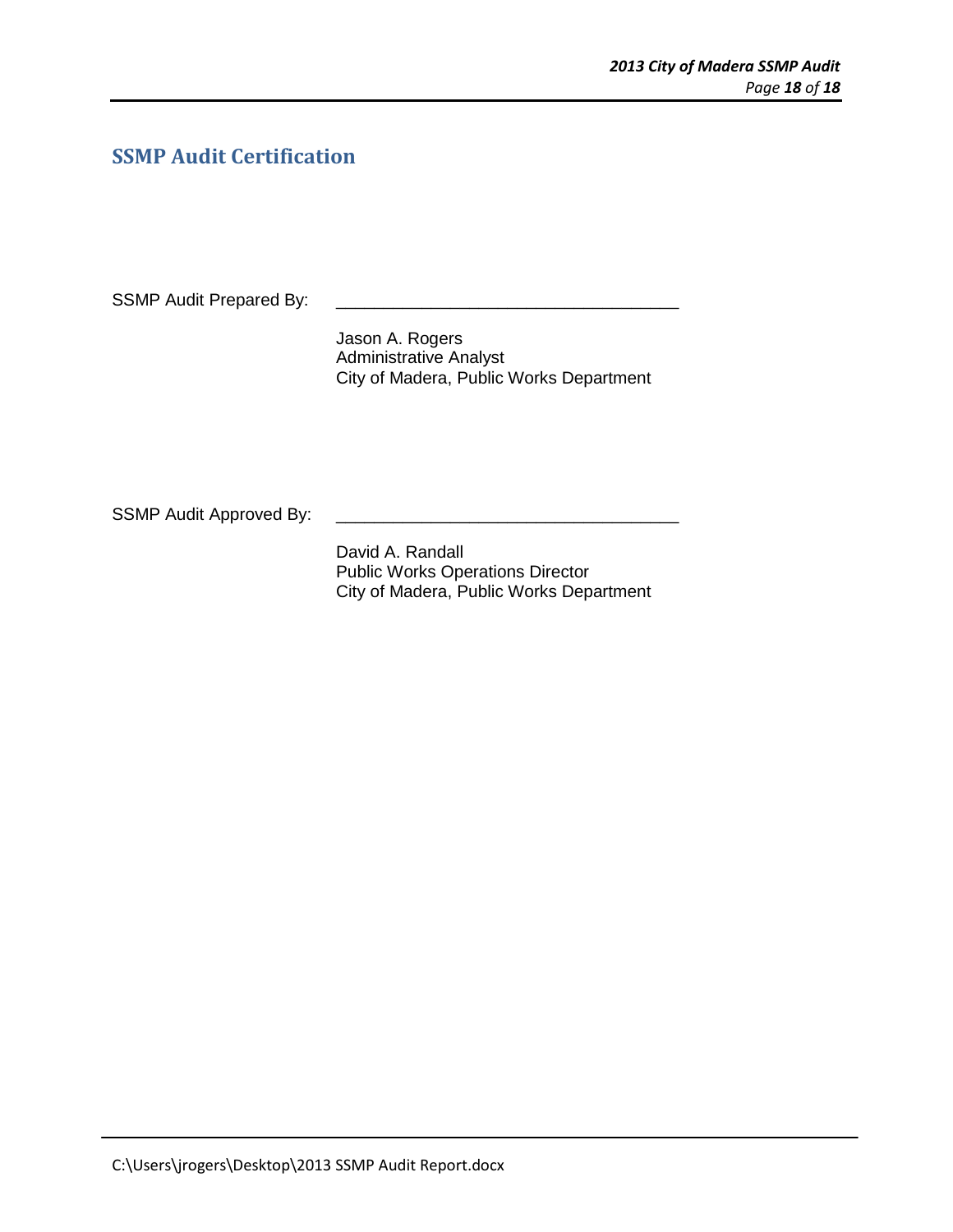## SSMP Audit Certification

SSMP Audit Prepared By: ____________________________________

Jason A. Rogers
Administrative Analyst
City of Madera, Public Works Department

SSMP Audit Approved By: ____________________________________

David A. Randall
Public Works Operations Director
City of Madera, Public Works Department

C:\Users\jrogers\Desktop\2013 SSMP Audit Report.docx